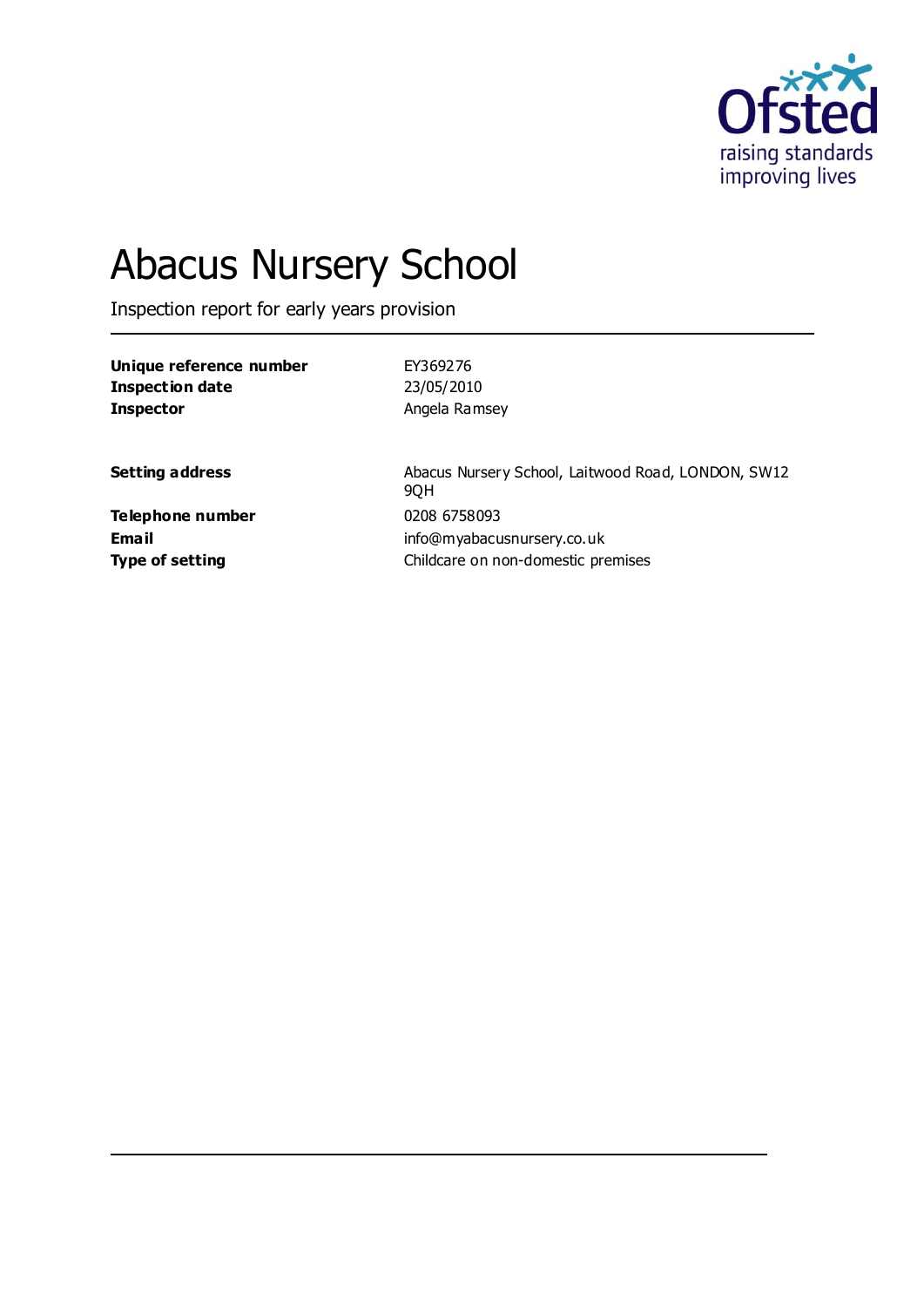# Abacus Nursery School

Inspection report for early years provision

| | |
|---|---|
| **Unique reference number** | EY369276 |
| **Inspection date** | 23/05/2010 |
| **Inspector** | Angela Ramsey |

| | |
|---|---|
| **Setting address** | Abacus Nursery School, Laitwood Road, LONDON, SW12 9QH |
| **Telephone number** | 0208 6758093 |
| **Email** | info@myabacusnursery.co.uk |
| **Type of setting** | Childcare on non-domestic premises |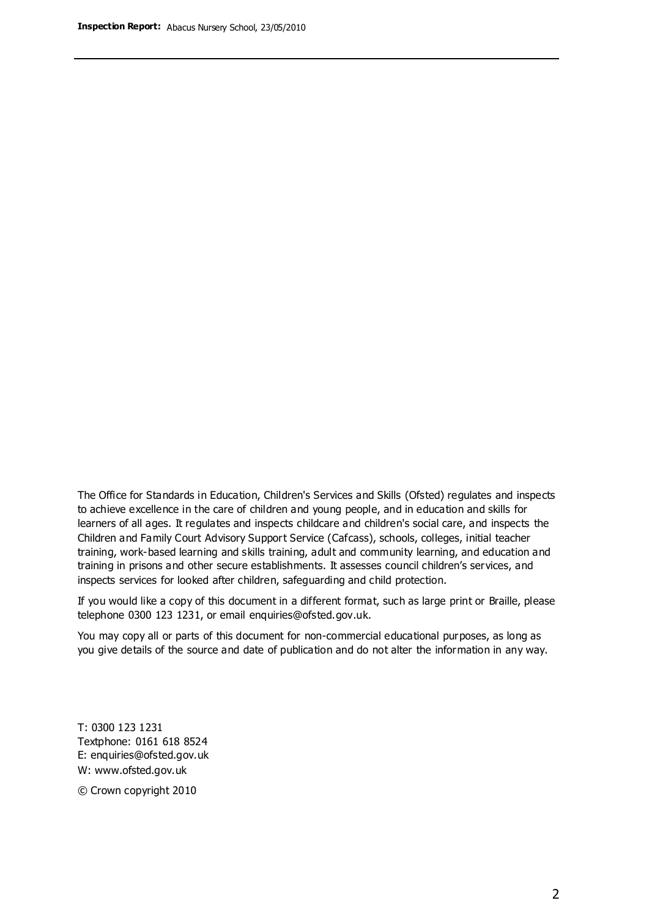The Office for Standards in Education, Children's Services and Skills (Ofsted) regulates and inspects to achieve excellence in the care of children and young people, and in education and skills for learners of all ages. It regulates and inspects childcare and children's social care, and inspects the Children and Family Court Advisory Support Service (Cafcass), schools, colleges, initial teacher training, work-based learning and skills training, adult and community learning, and education and training in prisons and other secure establishments. It assesses council children's services, and inspects services for looked after children, safeguarding and child protection.

If you would like a copy of this document in a different format, such as large print or Braille, please telephone 0300 123 1231, or email enquiries@ofsted.gov.uk.

You may copy all or parts of this document for non-commercial educational purposes, as long as you give details of the source and date of publication and do not alter the information in any way.

T: 0300 123 1231
Textphone: 0161 618 8524
E: enquiries@ofsted.gov.uk
W: www.ofsted.gov.uk

© Crown copyright 2010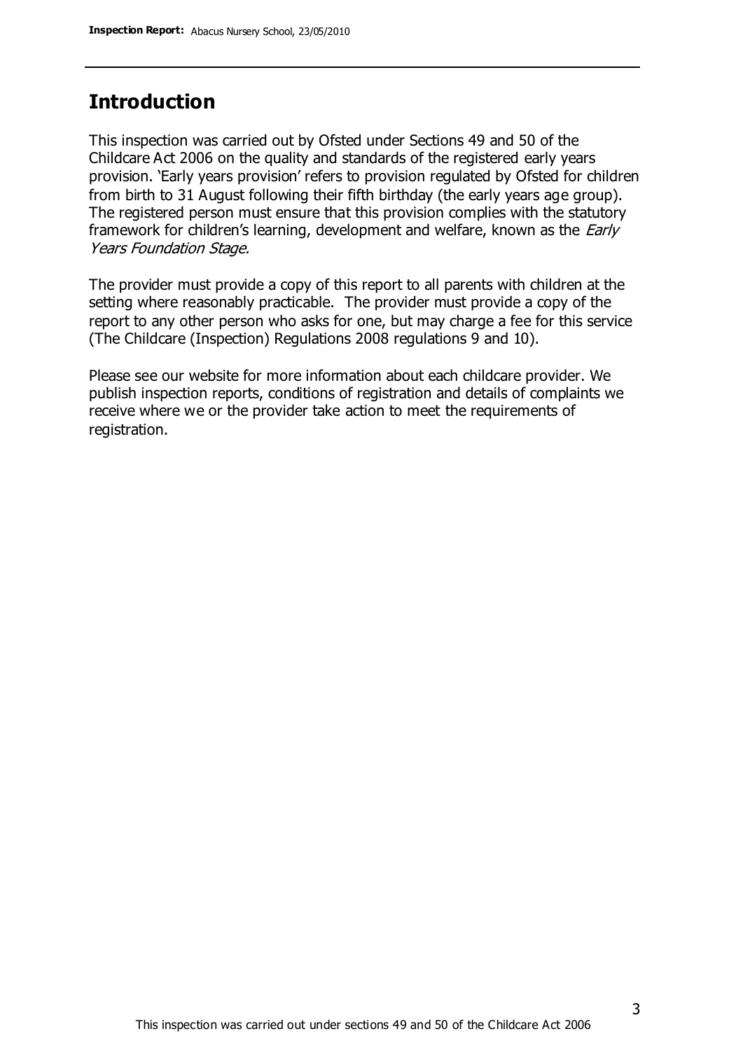## Introduction

This inspection was carried out by Ofsted under Sections 49 and 50 of the Childcare Act 2006 on the quality and standards of the registered early years provision. 'Early years provision' refers to provision regulated by Ofsted for children from birth to 31 August following their fifth birthday (the early years age group). The registered person must ensure that this provision complies with the statutory framework for children's learning, development and welfare, known as the *Early Years Foundation Stage.*

The provider must provide a copy of this report to all parents with children at the setting where reasonably practicable. The provider must provide a copy of the report to any other person who asks for one, but may charge a fee for this service (The Childcare (Inspection) Regulations 2008 regulations 9 and 10).

Please see our website for more information about each childcare provider. We publish inspection reports, conditions of registration and details of complaints we receive where we or the provider take action to meet the requirements of registration.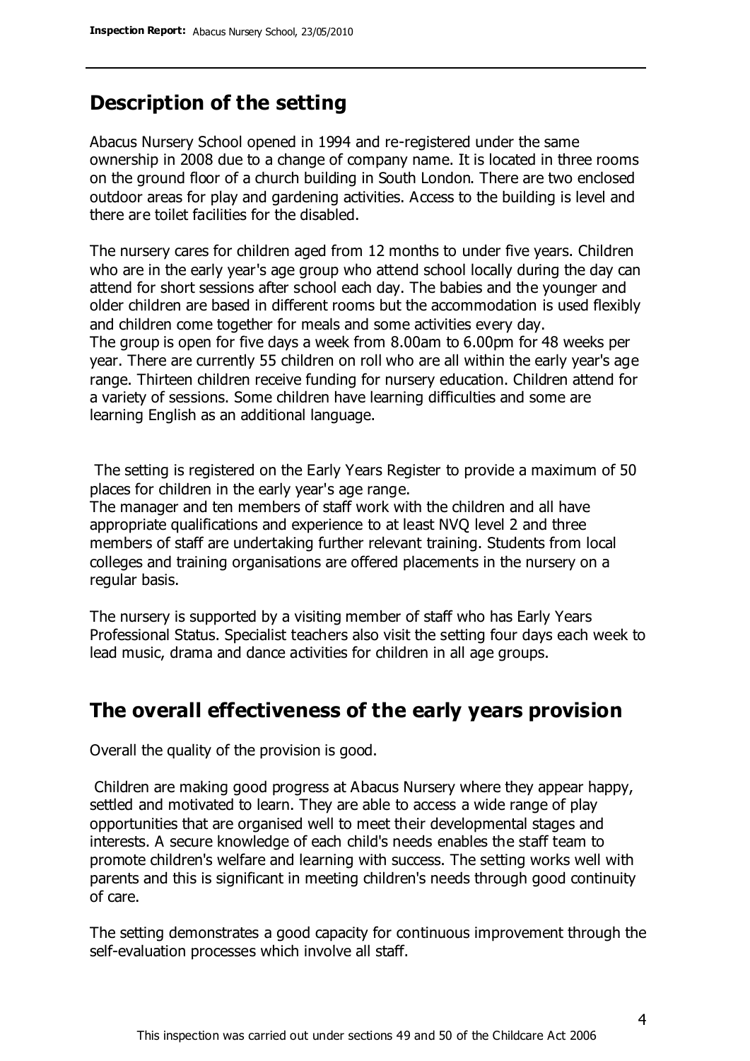## Description of the setting

Abacus Nursery School opened in 1994 and re-registered under the same ownership in 2008 due to a change of company name. It is located in three rooms on the ground floor of a church building in South London. There are two enclosed outdoor areas for play and gardening activities. Access to the building is level and there are toilet facilities for the disabled.

The nursery cares for children aged from 12 months to under five years. Children who are in the early year's age group who attend school locally during the day can attend for short sessions after school each day. The babies and the younger and older children are based in different rooms but the accommodation is used flexibly and children come together for meals and some activities every day.
The group is open for five days a week from 8.00am to 6.00pm for 48 weeks per year. There are currently 55 children on roll who are all within the early year's age range. Thirteen children receive funding for nursery education. Children attend for a variety of sessions. Some children have learning difficulties and some are learning English as an additional language.

The setting is registered on the Early Years Register to provide a maximum of 50 places for children in the early year's age range.
The manager and ten members of staff work with the children and all have appropriate qualifications and experience to at least NVQ level 2 and three members of staff are undertaking further relevant training. Students from local colleges and training organisations are offered placements in the nursery on a regular basis.

The nursery is supported by a visiting member of staff who has Early Years Professional Status. Specialist teachers also visit the setting four days each week to lead music, drama and dance activities for children in all age groups.

## The overall effectiveness of the early years provision

Overall the quality of the provision is good.

Children are making good progress at Abacus Nursery where they appear happy, settled and motivated to learn. They are able to access a wide range of play opportunities that are organised well to meet their developmental stages and interests. A secure knowledge of each child's needs enables the staff team to promote children's welfare and learning with success. The setting works well with parents and this is significant in meeting children's needs through good continuity of care.

The setting demonstrates a good capacity for continuous improvement through the self-evaluation processes which involve all staff.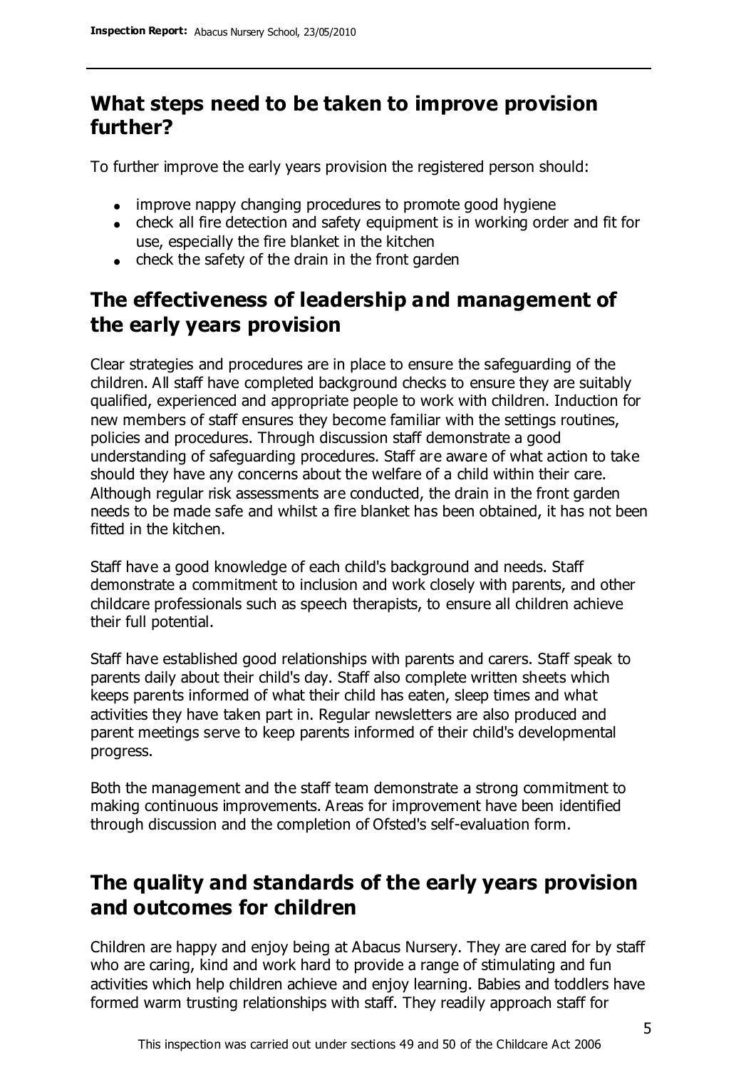## What steps need to be taken to improve provision further?

To further improve the early years provision the registered person should:

- improve nappy changing procedures to promote good hygiene
- check all fire detection and safety equipment is in working order and fit for use, especially the fire blanket in the kitchen
- check the safety of the drain in the front garden

## The effectiveness of leadership and management of the early years provision

Clear strategies and procedures are in place to ensure the safeguarding of the children. All staff have completed background checks to ensure they are suitably qualified, experienced and appropriate people to work with children. Induction for new members of staff ensures they become familiar with the settings routines, policies and procedures. Through discussion staff demonstrate a good understanding of safeguarding procedures. Staff are aware of what action to take should they have any concerns about the welfare of a child within their care. Although regular risk assessments are conducted, the drain in the front garden needs to be made safe and whilst a fire blanket has been obtained, it has not been fitted in the kitchen.

Staff have a good knowledge of each child's background and needs. Staff demonstrate a commitment to inclusion and work closely with parents, and other childcare professionals such as speech therapists, to ensure all children achieve their full potential.

Staff have established good relationships with parents and carers. Staff speak to parents daily about their child's day. Staff also complete written sheets which keeps parents informed of what their child has eaten, sleep times and what activities they have taken part in. Regular newsletters are also produced and parent meetings serve to keep parents informed of their child's developmental progress.

Both the management and the staff team demonstrate a strong commitment to making continuous improvements. Areas for improvement have been identified through discussion and the completion of Ofsted's self-evaluation form.

## The quality and standards of the early years provision and outcomes for children

Children are happy and enjoy being at Abacus Nursery. They are cared for by staff who are caring, kind and work hard to provide a range of stimulating and fun activities which help children achieve and enjoy learning. Babies and toddlers have formed warm trusting relationships with staff. They readily approach staff for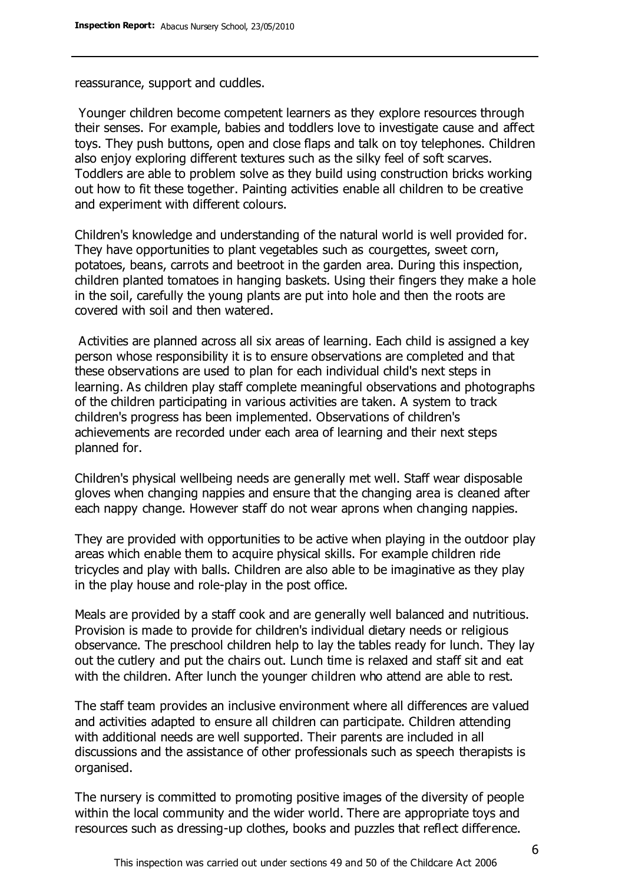reassurance, support and cuddles.

Younger children become competent learners as they explore resources through their senses. For example, babies and toddlers love to investigate cause and affect toys. They push buttons, open and close flaps and talk on toy telephones. Children also enjoy exploring different textures such as the silky feel of soft scarves. Toddlers are able to problem solve as they build using construction bricks working out how to fit these together. Painting activities enable all children to be creative and experiment with different colours.

Children's knowledge and understanding of the natural world is well provided for. They have opportunities to plant vegetables such as courgettes, sweet corn, potatoes, beans, carrots and beetroot in the garden area. During this inspection, children planted tomatoes in hanging baskets. Using their fingers they make a hole in the soil, carefully the young plants are put into hole and then the roots are covered with soil and then watered.

Activities are planned across all six areas of learning. Each child is assigned a key person whose responsibility it is to ensure observations are completed and that these observations are used to plan for each individual child's next steps in learning. As children play staff complete meaningful observations and photographs of the children participating in various activities are taken. A system to track children's progress has been implemented. Observations of children's achievements are recorded under each area of learning and their next steps planned for.

Children's physical wellbeing needs are generally met well. Staff wear disposable gloves when changing nappies and ensure that the changing area is cleaned after each nappy change. However staff do not wear aprons when changing nappies.

They are provided with opportunities to be active when playing in the outdoor play areas which enable them to acquire physical skills. For example children ride tricycles and play with balls. Children are also able to be imaginative as they play in the play house and role-play in the post office.

Meals are provided by a staff cook and are generally well balanced and nutritious. Provision is made to provide for children's individual dietary needs or religious observance. The preschool children help to lay the tables ready for lunch. They lay out the cutlery and put the chairs out. Lunch time is relaxed and staff sit and eat with the children. After lunch the younger children who attend are able to rest.

The staff team provides an inclusive environment where all differences are valued and activities adapted to ensure all children can participate. Children attending with additional needs are well supported. Their parents are included in all discussions and the assistance of other professionals such as speech therapists is organised.

The nursery is committed to promoting positive images of the diversity of people within the local community and the wider world. There are appropriate toys and resources such as dressing-up clothes, books and puzzles that reflect difference.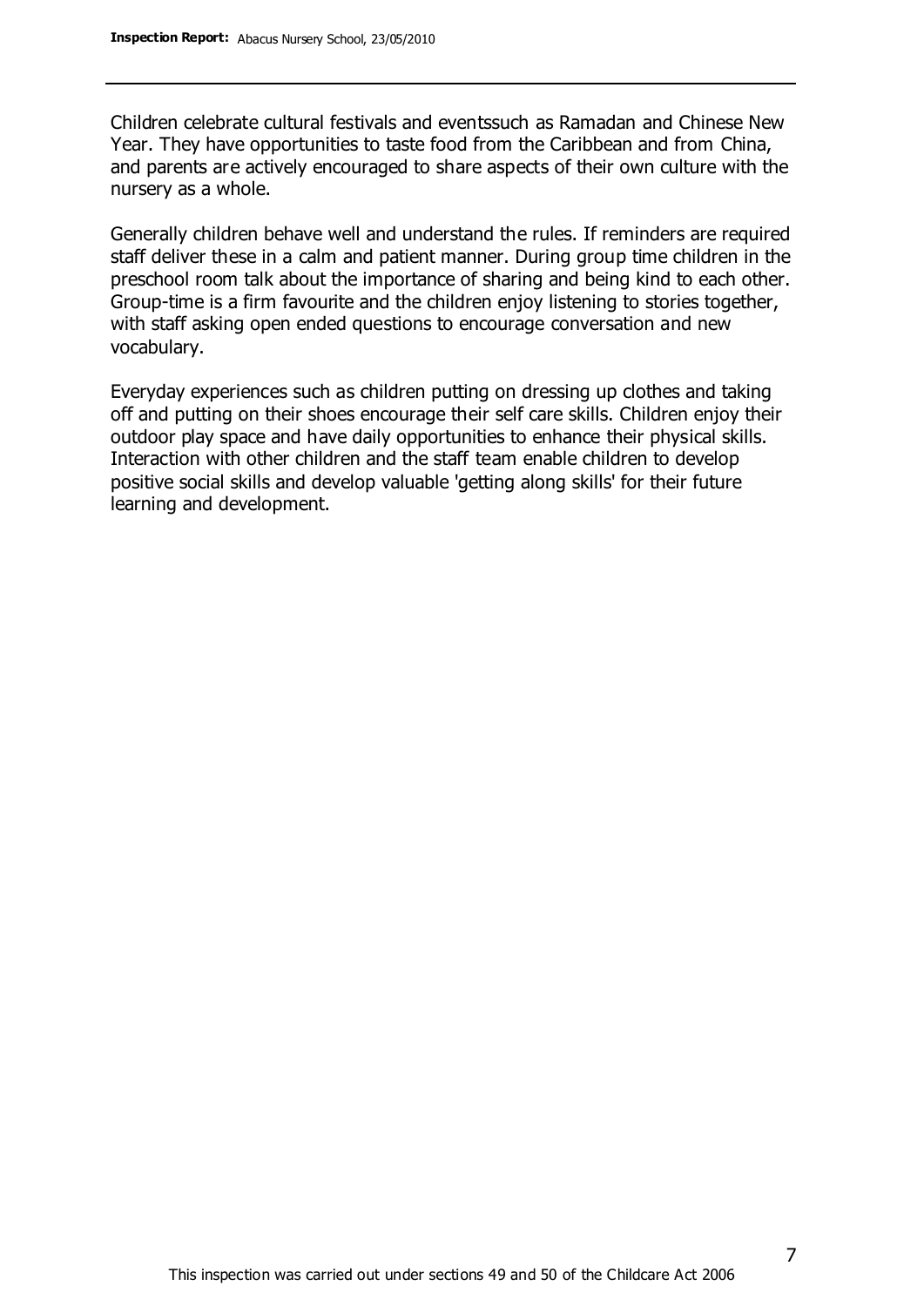Children celebrate cultural festivals and eventssuch as Ramadan and Chinese New Year. They have opportunities to taste food from the Caribbean and from China, and parents are actively encouraged to share aspects of their own culture with the nursery as a whole.

Generally children behave well and understand the rules. If reminders are required staff deliver these in a calm and patient manner. During group time children in the preschool room talk about the importance of sharing and being kind to each other. Group-time is a firm favourite and the children enjoy listening to stories together, with staff asking open ended questions to encourage conversation and new vocabulary.

Everyday experiences such as children putting on dressing up clothes and taking off and putting on their shoes encourage their self care skills. Children enjoy their outdoor play space and have daily opportunities to enhance their physical skills. Interaction with other children and the staff team enable children to develop positive social skills and develop valuable 'getting along skills' for their future learning and development.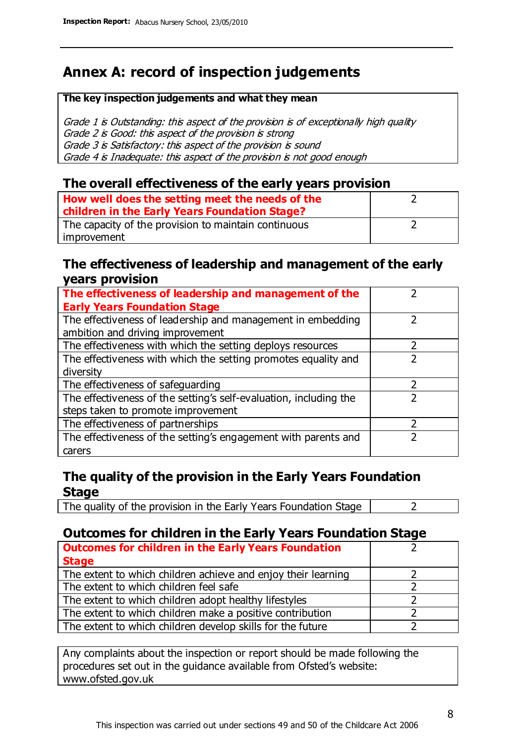## Annex A: record of inspection judgements

| The key inspection judgements and what they mean |
|---|
| *Grade 1 is Outstanding: this aspect of the provision is of exceptionally high quality*<br>*Grade 2 is Good: this aspect of the provision is strong*<br>*Grade 3 is Satisfactory: this aspect of the provision is sound*<br>*Grade 4 is Inadequate: this aspect of the provision is not good enough* |

### The overall effectiveness of the early years provision

| | |
|---|---|
| **How well does the setting meet the needs of the children in the Early Years Foundation Stage?** | 2 |
| The capacity of the provision to maintain continuous improvement | 2 |

### The effectiveness of leadership and management of the early years provision

| | |
|---|---|
| **The effectiveness of leadership and management of the Early Years Foundation Stage** | 2 |
| The effectiveness of leadership and management in embedding ambition and driving improvement | 2 |
| The effectiveness with which the setting deploys resources | 2 |
| The effectiveness with which the setting promotes equality and diversity | 2 |
| The effectiveness of safeguarding | 2 |
| The effectiveness of the setting's self-evaluation, including the steps taken to promote improvement | 2 |
| The effectiveness of partnerships | 2 |
| The effectiveness of the setting's engagement with parents and carers | 2 |

### The quality of the provision in the Early Years Foundation Stage

| | |
|---|---|
| The quality of the provision in the Early Years Foundation Stage | 2 |

### Outcomes for children in the Early Years Foundation Stage

| | |
|---|---|
| **Outcomes for children in the Early Years Foundation Stage** | 2 |
| The extent to which children achieve and enjoy their learning | 2 |
| The extent to which children feel safe | 2 |
| The extent to which children adopt healthy lifestyles | 2 |
| The extent to which children make a positive contribution | 2 |
| The extent to which children develop skills for the future | 2 |

Any complaints about the inspection or report should be made following the procedures set out in the guidance available from Ofsted's website: www.ofsted.gov.uk

This inspection was carried out under sections 49 and 50 of the Childcare Act 2006